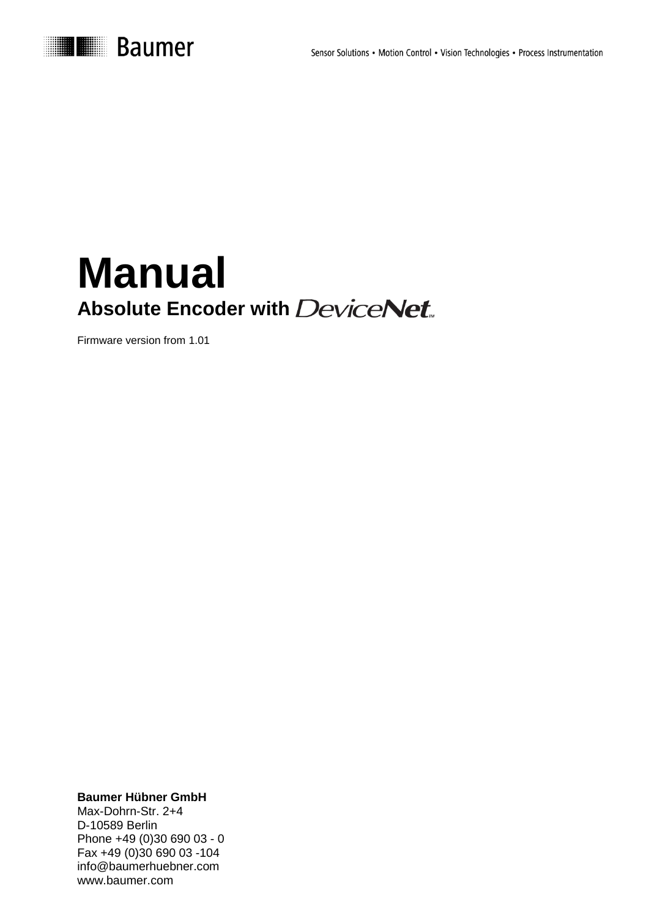# Manual

## Absolute Encoder with DeviceNet™

Firmware version from 1.01

**Baumer Hübner GmbH**
Max-Dohrn-Str. 2+4
D-10589 Berlin
Phone +49 (0)30 690 03 - 0
Fax +49 (0)30 690 03 -104
info@baumerhuebner.com
www.baumer.com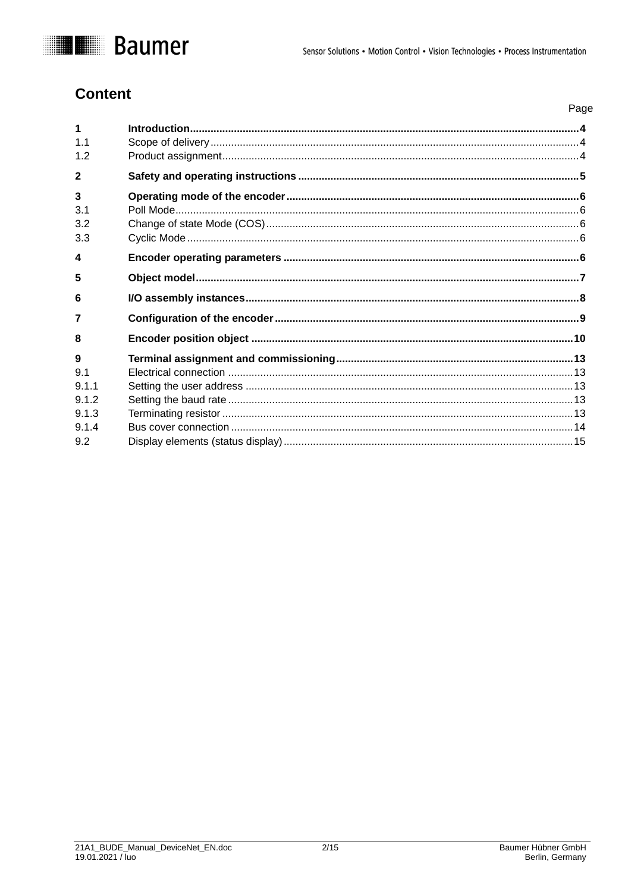## Content

| | | Page |
|---|---|---|
| **1** | **Introduction** | **4** |
| 1.1 | Scope of delivery | 4 |
| 1.2 | Product assignment | 4 |
| **2** | **Safety and operating instructions** | **5** |
| **3** | **Operating mode of the encoder** | **6** |
| 3.1 | Poll Mode | 6 |
| 3.2 | Change of state Mode (COS) | 6 |
| 3.3 | Cyclic Mode | 6 |
| **4** | **Encoder operating parameters** | **6** |
| **5** | **Object model** | **7** |
| **6** | **I/O assembly instances** | **8** |
| **7** | **Configuration of the encoder** | **9** |
| **8** | **Encoder position object** | **10** |
| **9** | **Terminal assignment and commissioning** | **13** |
| 9.1 | Electrical connection | 13 |
| 9.1.1 | Setting the user address | 13 |
| 9.1.2 | Setting the baud rate | 13 |
| 9.1.3 | Terminating resistor | 13 |
| 9.1.4 | Bus cover connection | 14 |
| 9.2 | Display elements (status display) | 15 |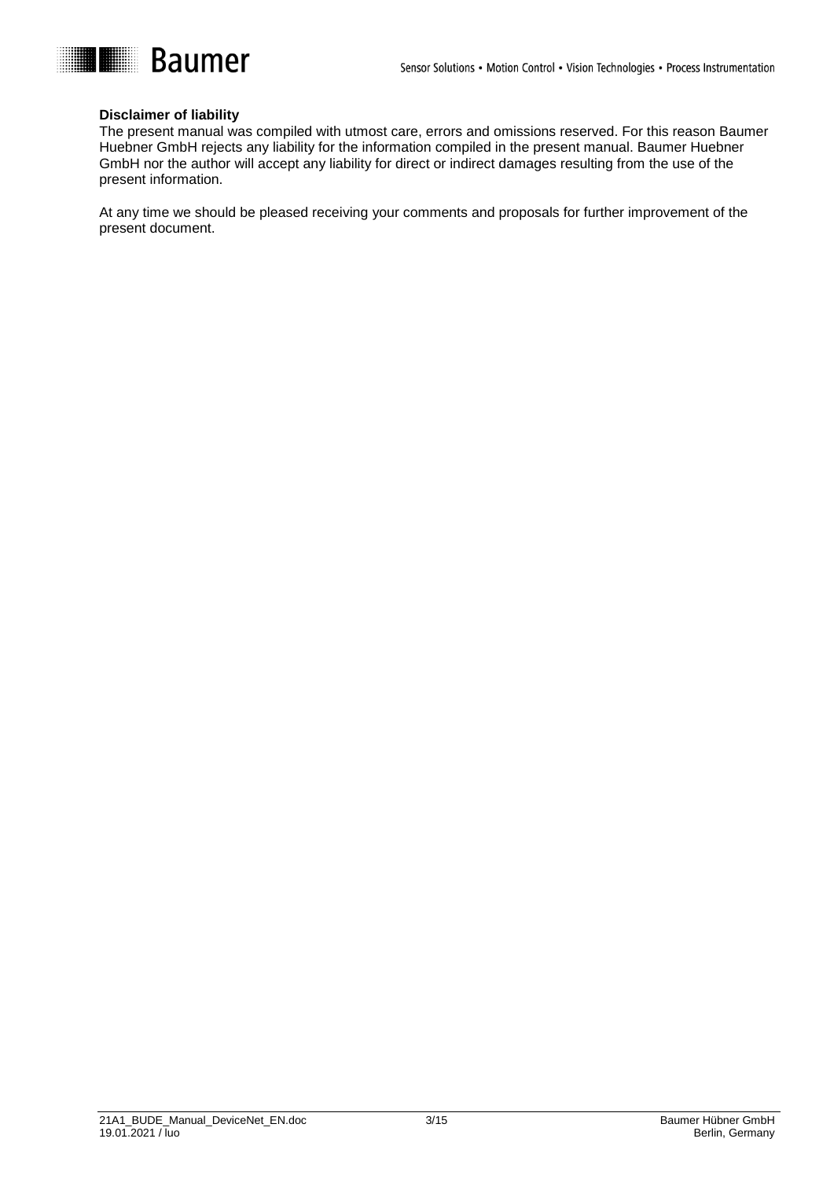**Disclaimer of liability**

The present manual was compiled with utmost care, errors and omissions reserved. For this reason Baumer Huebner GmbH rejects any liability for the information compiled in the present manual. Baumer Huebner GmbH nor the author will accept any liability for direct or indirect damages resulting from the use of the present information.

At any time we should be pleased receiving your comments and proposals for further improvement of the present document.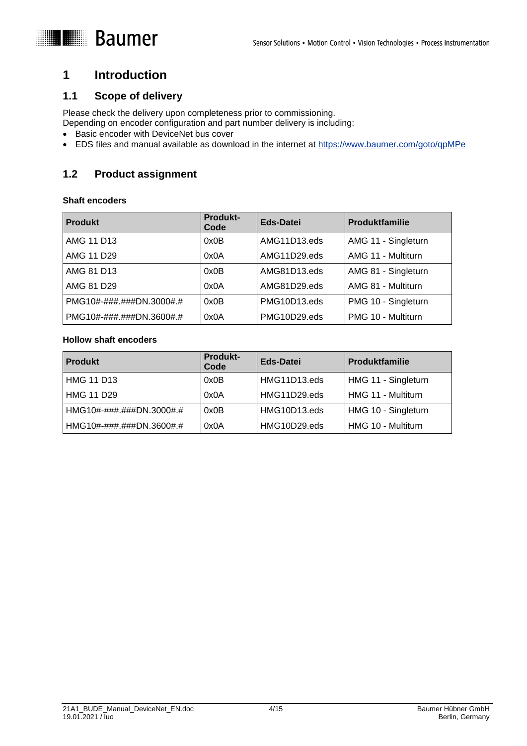# 1 Introduction

## 1.1 Scope of delivery

Please check the delivery upon completeness prior to commissioning.
Depending on encoder configuration and part number delivery is including:

- Basic encoder with DeviceNet bus cover
- EDS files and manual available as download in the internet at https://www.baumer.com/goto/qpMPe

## 1.2 Product assignment

**Shaft encoders**

| Produkt | Produkt-Code | Eds-Datei | Produktfamilie |
|---|---|---|---|
| AMG 11 D13 | 0x0B | AMG11D13.eds | AMG 11 - Singleturn |
| AMG 11 D29 | 0x0A | AMG11D29.eds | AMG 11 - Multiturn |
| AMG 81 D13 | 0x0B | AMG81D13.eds | AMG 81 - Singleturn |
| AMG 81 D29 | 0x0A | AMG81D29.eds | AMG 81 - Multiturn |
| PMG10#-###.###DN.3000#.# | 0x0B | PMG10D13.eds | PMG 10 - Singleturn |
| PMG10#-###.###DN.3600#.# | 0x0A | PMG10D29.eds | PMG 10 - Multiturn |

**Hollow shaft encoders**

| Produkt | Produkt-Code | Eds-Datei | Produktfamilie |
|---|---|---|---|
| HMG 11 D13 | 0x0B | HMG11D13.eds | HMG 11 - Singleturn |
| HMG 11 D29 | 0x0A | HMG11D29.eds | HMG 11 - Multiturn |
| HMG10#-###.###DN.3000#.# | 0x0B | HMG10D13.eds | HMG 10 - Singleturn |
| HMG10#-###.###DN.3600#.# | 0x0A | HMG10D29.eds | HMG 10 - Multiturn |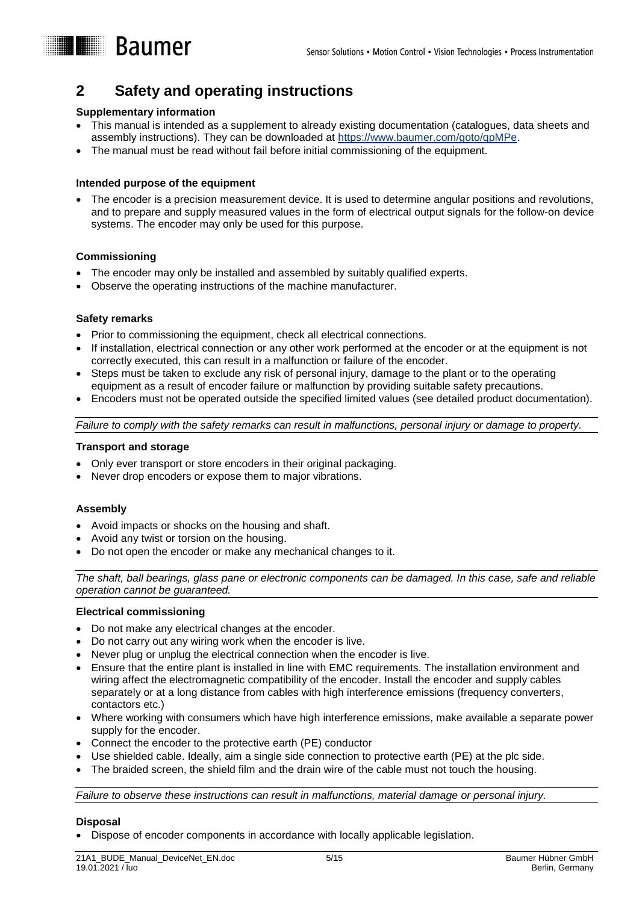# 2 Safety and operating instructions

**Supplementary information**

- This manual is intended as a supplement to already existing documentation (catalogues, data sheets and assembly instructions). They can be downloaded at https://www.baumer.com/goto/qpMPe.
- The manual must be read without fail before initial commissioning of the equipment.

**Intended purpose of the equipment**

- The encoder is a precision measurement device. It is used to determine angular positions and revolutions, and to prepare and supply measured values in the form of electrical output signals for the follow-on device systems. The encoder may only be used for this purpose.

**Commissioning**

- The encoder may only be installed and assembled by suitably qualified experts.
- Observe the operating instructions of the machine manufacturer.

**Safety remarks**

- Prior to commissioning the equipment, check all electrical connections.
- If installation, electrical connection or any other work performed at the encoder or at the equipment is not correctly executed, this can result in a malfunction or failure of the encoder.
- Steps must be taken to exclude any risk of personal injury, damage to the plant or to the operating equipment as a result of encoder failure or malfunction by providing suitable safety precautions.
- Encoders must not be operated outside the specified limited values (see detailed product documentation).

*Failure to comply with the safety remarks can result in malfunctions, personal injury or damage to property.*

**Transport and storage**

- Only ever transport or store encoders in their original packaging.
- Never drop encoders or expose them to major vibrations.

**Assembly**

- Avoid impacts or shocks on the housing and shaft.
- Avoid any twist or torsion on the housing.
- Do not open the encoder or make any mechanical changes to it.

*The shaft, ball bearings, glass pane or electronic components can be damaged. In this case, safe and reliable operation cannot be guaranteed.*

**Electrical commissioning**

- Do not make any electrical changes at the encoder.
- Do not carry out any wiring work when the encoder is live.
- Never plug or unplug the electrical connection when the encoder is live.
- Ensure that the entire plant is installed in line with EMC requirements. The installation environment and wiring affect the electromagnetic compatibility of the encoder. Install the encoder and supply cables separately or at a long distance from cables with high interference emissions (frequency converters, contactors etc.)
- Where working with consumers which have high interference emissions, make available a separate power supply for the encoder.
- Connect the encoder to the protective earth (PE) conductor
- Use shielded cable. Ideally, aim a single side connection to protective earth (PE) at the plc side.
- The braided screen, the shield film and the drain wire of the cable must not touch the housing.

*Failure to observe these instructions can result in malfunctions, material damage or personal injury.*

**Disposal**

- Dispose of encoder components in accordance with locally applicable legislation.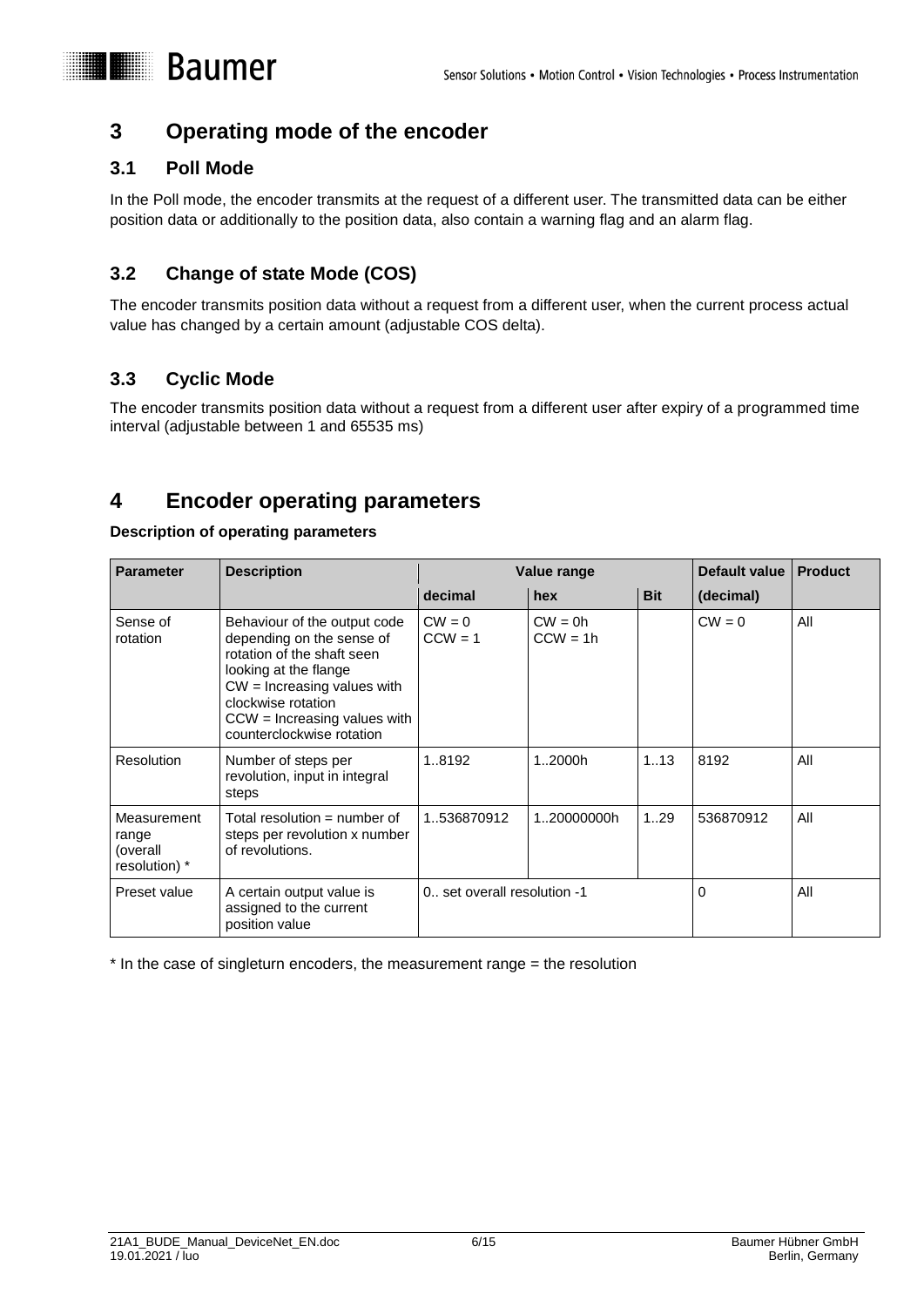# 3 Operating mode of the encoder

## 3.1 Poll Mode

In the Poll mode, the encoder transmits at the request of a different user. The transmitted data can be either position data or additionally to the position data, also contain a warning flag and an alarm flag.

## 3.2 Change of state Mode (COS)

The encoder transmits position data without a request from a different user, when the current process actual value has changed by a certain amount (adjustable COS delta).

## 3.3 Cyclic Mode

The encoder transmits position data without a request from a different user after expiry of a programmed time interval (adjustable between 1 and 65535 ms)

# 4 Encoder operating parameters

**Description of operating parameters**

| Parameter | Description | Value range | | | Default value | Product |
|---|---|---|---|---|---|---|
| | | decimal | hex | Bit | (decimal) | |
| Sense of rotation | Behaviour of the output code depending on the sense of rotation of the shaft seen looking at the flange<br>CW = Increasing values with clockwise rotation<br>CCW = Increasing values with counterclockwise rotation | CW = 0<br>CCW = 1 | CW = 0h<br>CCW = 1h | | CW = 0 | All |
| Resolution | Number of steps per revolution, input in integral steps | 1..8192 | 1..2000h | 1..13 | 8192 | All |
| Measurement range (overall resolution) * | Total resolution = number of steps per revolution x number of revolutions. | 1..536870912 | 1..20000000h | 1..29 | 536870912 | All |
| Preset value | A certain output value is assigned to the current position value | 0.. set overall resolution -1 | | | 0 | All |

* In the case of singleturn encoders, the measurement range = the resolution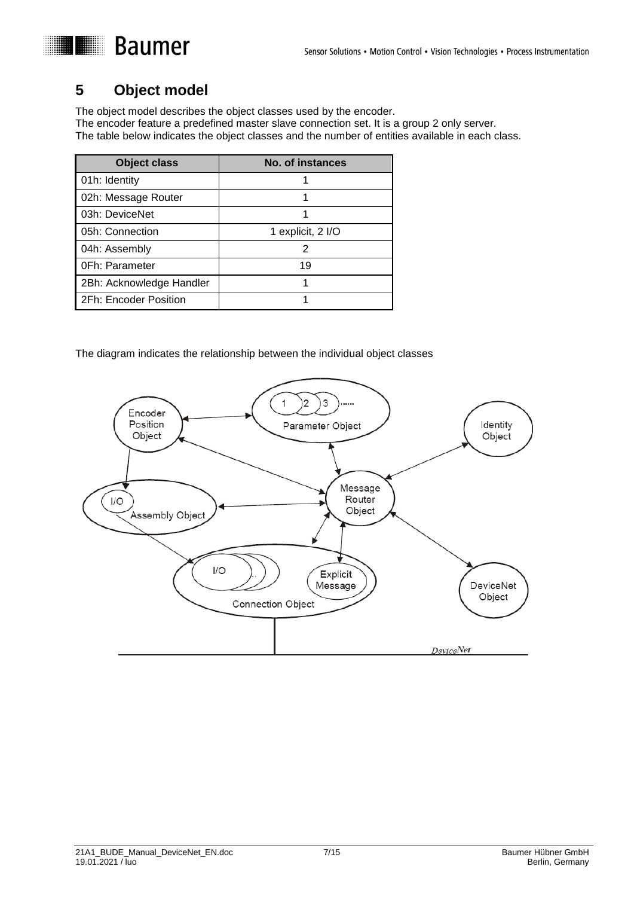# 5 Object model

The object model describes the object classes used by the encoder.
The encoder feature a predefined master slave connection set. It is a group 2 only server.
The table below indicates the object classes and the number of entities available in each class.

| Object class | No. of instances |
| --- | --- |
| 01h: Identity | 1 |
| 02h: Message Router | 1 |
| 03h: DeviceNet | 1 |
| 05h: Connection | 1 explicit, 2 I/O |
| 04h: Assembly | 2 |
| 0Fh: Parameter | 19 |
| 2Bh: Acknowledge Handler | 1 |
| 2Fh: Encoder Position | 1 |

The diagram indicates the relationship between the individual object classes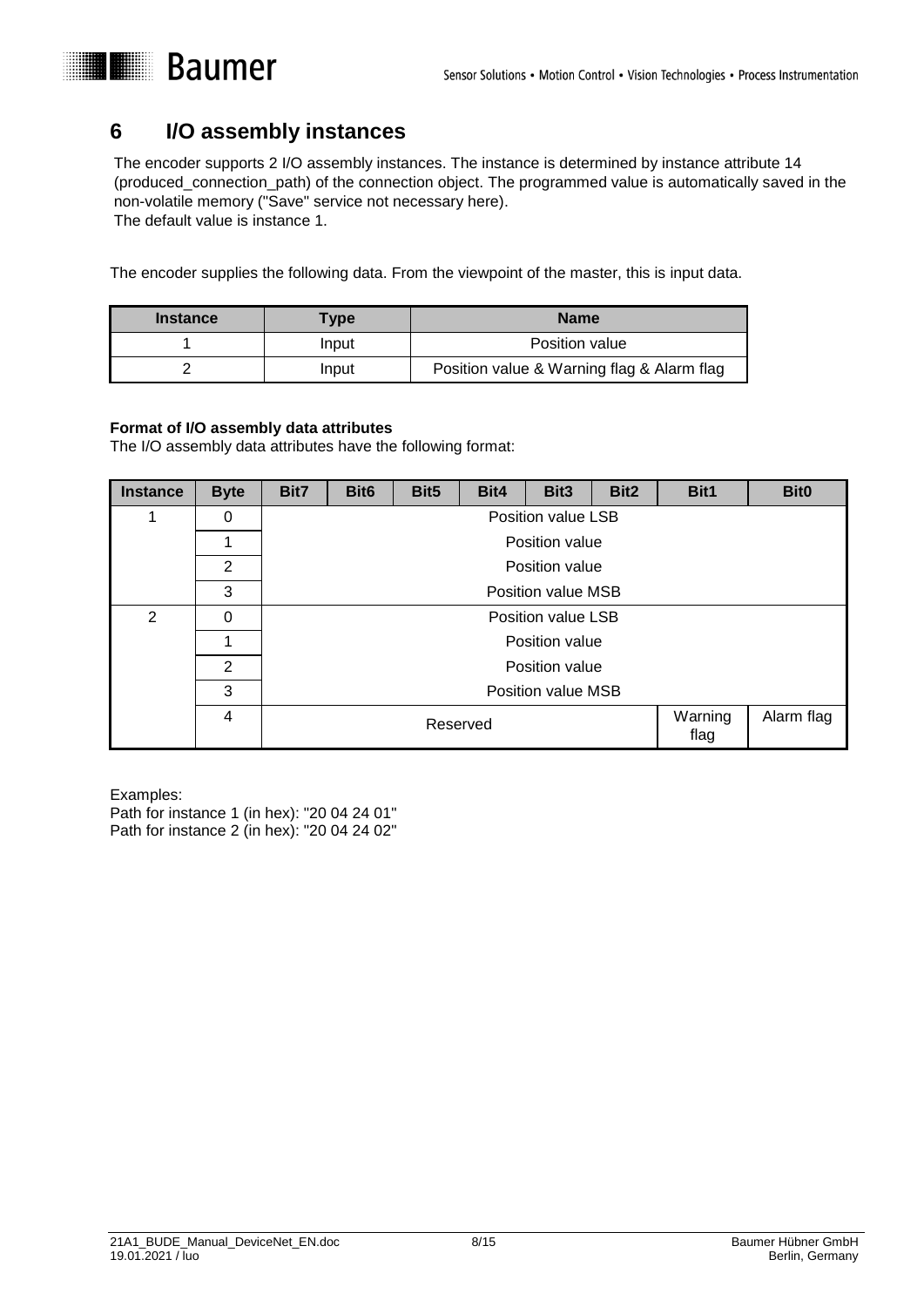# 6 I/O assembly instances

The encoder supports 2 I/O assembly instances. The instance is determined by instance attribute 14 (produced_connection_path) of the connection object. The programmed value is automatically saved in the non-volatile memory ("Save" service not necessary here).
The default value is instance 1.

The encoder supplies the following data. From the viewpoint of the master, this is input data.

| Instance | Type | Name |
|---|---|---|
| 1 | Input | Position value |
| 2 | Input | Position value & Warning flag & Alarm flag |

**Format of I/O assembly data attributes**
The I/O assembly data attributes have the following format:

| Instance | Byte | Bit7 | Bit6 | Bit5 | Bit4 | Bit3 | Bit2 | Bit1 | Bit0 |
|---|---|---|---|---|---|---|---|---|---|
| 1 | 0 | Position value LSB | | | | | | | |
| | 1 | Position value | | | | | | | |
| | 2 | Position value | | | | | | | |
| | 3 | Position value MSB | | | | | | | |
| 2 | 0 | Position value LSB | | | | | | | |
| | 1 | Position value | | | | | | | |
| | 2 | Position value | | | | | | | |
| | 3 | Position value MSB | | | | | | | |
| | 4 | Reserved | | | | | | Warning flag | Alarm flag |

Examples:
Path for instance 1 (in hex): "20 04 24 01"
Path for instance 2 (in hex): "20 04 24 02"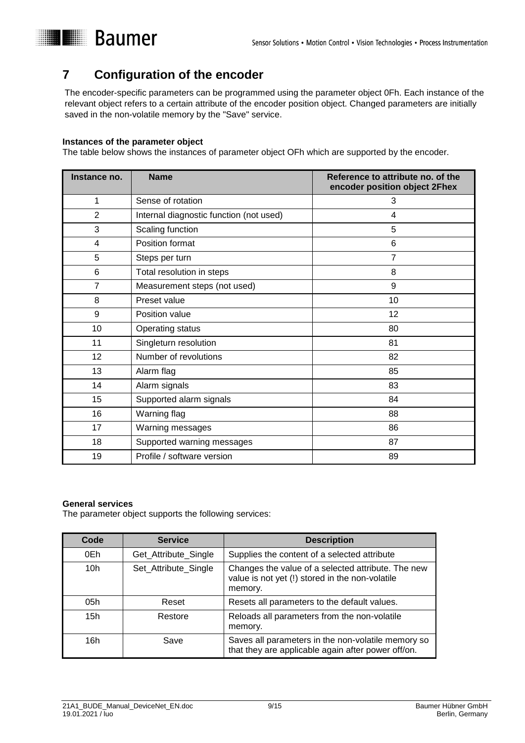# 7 Configuration of the encoder

The encoder-specific parameters can be programmed using the parameter object 0Fh. Each instance of the relevant object refers to a certain attribute of the encoder position object. Changed parameters are initially saved in the non-volatile memory by the "Save" service.

**Instances of the parameter object**
The table below shows the instances of parameter object OFh which are supported by the encoder.

| Instance no. | Name | Reference to attribute no. of the encoder position object 2Fhex |
|---|---|---|
| 1 | Sense of rotation | 3 |
| 2 | Internal diagnostic function (not used) | 4 |
| 3 | Scaling function | 5 |
| 4 | Position format | 6 |
| 5 | Steps per turn | 7 |
| 6 | Total resolution in steps | 8 |
| 7 | Measurement steps (not used) | 9 |
| 8 | Preset value | 10 |
| 9 | Position value | 12 |
| 10 | Operating status | 80 |
| 11 | Singleturn resolution | 81 |
| 12 | Number of revolutions | 82 |
| 13 | Alarm flag | 85 |
| 14 | Alarm signals | 83 |
| 15 | Supported alarm signals | 84 |
| 16 | Warning flag | 88 |
| 17 | Warning messages | 86 |
| 18 | Supported warning messages | 87 |
| 19 | Profile / software version | 89 |

**General services**
The parameter object supports the following services:

| Code | Service | Description |
|---|---|---|
| 0Eh | Get_Attribute_Single | Supplies the content of a selected attribute |
| 10h | Set_Attribute_Single | Changes the value of a selected attribute. The new value is not yet (!) stored in the non-volatile memory. |
| 05h | Reset | Resets all parameters to the default values. |
| 15h | Restore | Reloads all parameters from the non-volatile memory. |
| 16h | Save | Saves all parameters in the non-volatile memory so that they are applicable again after power off/on. |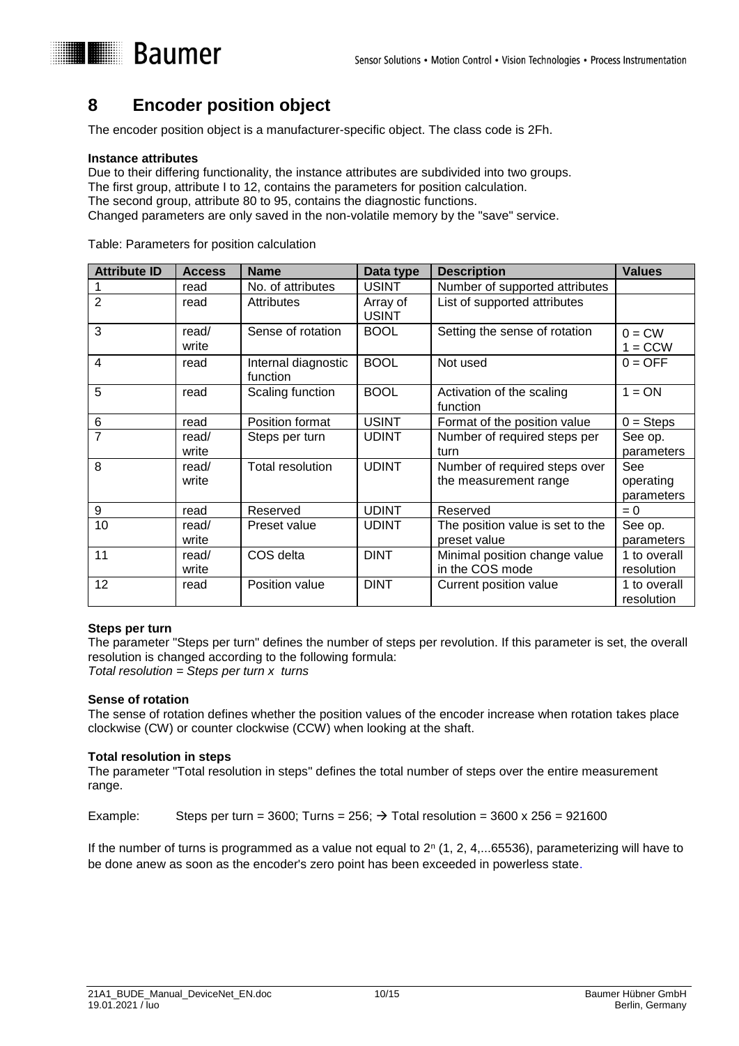# 8 Encoder position object

The encoder position object is a manufacturer-specific object. The class code is 2Fh.

**Instance attributes**

Due to their differing functionality, the instance attributes are subdivided into two groups.
The first group, attribute I to 12, contains the parameters for position calculation.
The second group, attribute 80 to 95, contains the diagnostic functions.
Changed parameters are only saved in the non-volatile memory by the "save" service.

Table: Parameters for position calculation

| Attribute ID | Access | Name | Data type | Description | Values |
|---|---|---|---|---|---|
| 1 | read | No. of attributes | USINT | Number of supported attributes | |
| 2 | read | Attributes | Array of USINT | List of supported attributes | |
| 3 | read/ write | Sense of rotation | BOOL | Setting the sense of rotation | 0 = CW<br>1 = CCW |
| 4 | read | Internal diagnostic function | BOOL | Not used | 0 = OFF |
| 5 | read | Scaling function | BOOL | Activation of the scaling function | 1 = ON |
| 6 | read | Position format | USINT | Format of the position value | 0 = Steps |
| 7 | read/ write | Steps per turn | UDINT | Number of required steps per turn | See op. parameters |
| 8 | read/ write | Total resolution | UDINT | Number of required steps over the measurement range | See operating parameters |
| 9 | read | Reserved | UDINT | Reserved | = 0 |
| 10 | read/ write | Preset value | UDINT | The position value is set to the preset value | See op. parameters |
| 11 | read/ write | COS delta | DINT | Minimal position change value in the COS mode | 1 to overall resolution |
| 12 | read | Position value | DINT | Current position value | 1 to overall resolution |

**Steps per turn**

The parameter "Steps per turn" defines the number of steps per revolution. If this parameter is set, the overall resolution is changed according to the following formula:
*Total resolution = Steps per turn x turns*

**Sense of rotation**

The sense of rotation defines whether the position values of the encoder increase when rotation takes place clockwise (CW) or counter clockwise (CCW) when looking at the shaft.

**Total resolution in steps**

The parameter "Total resolution in steps" defines the total number of steps over the entire measurement range.

Example: Steps per turn = 3600; Turns = 256; → Total resolution = 3600 x 256 = 921600

If the number of turns is programmed as a value not equal to $2^n$ (1, 2, 4,...65536), parameterizing will have to be done anew as soon as the encoder's zero point has been exceeded in powerless state.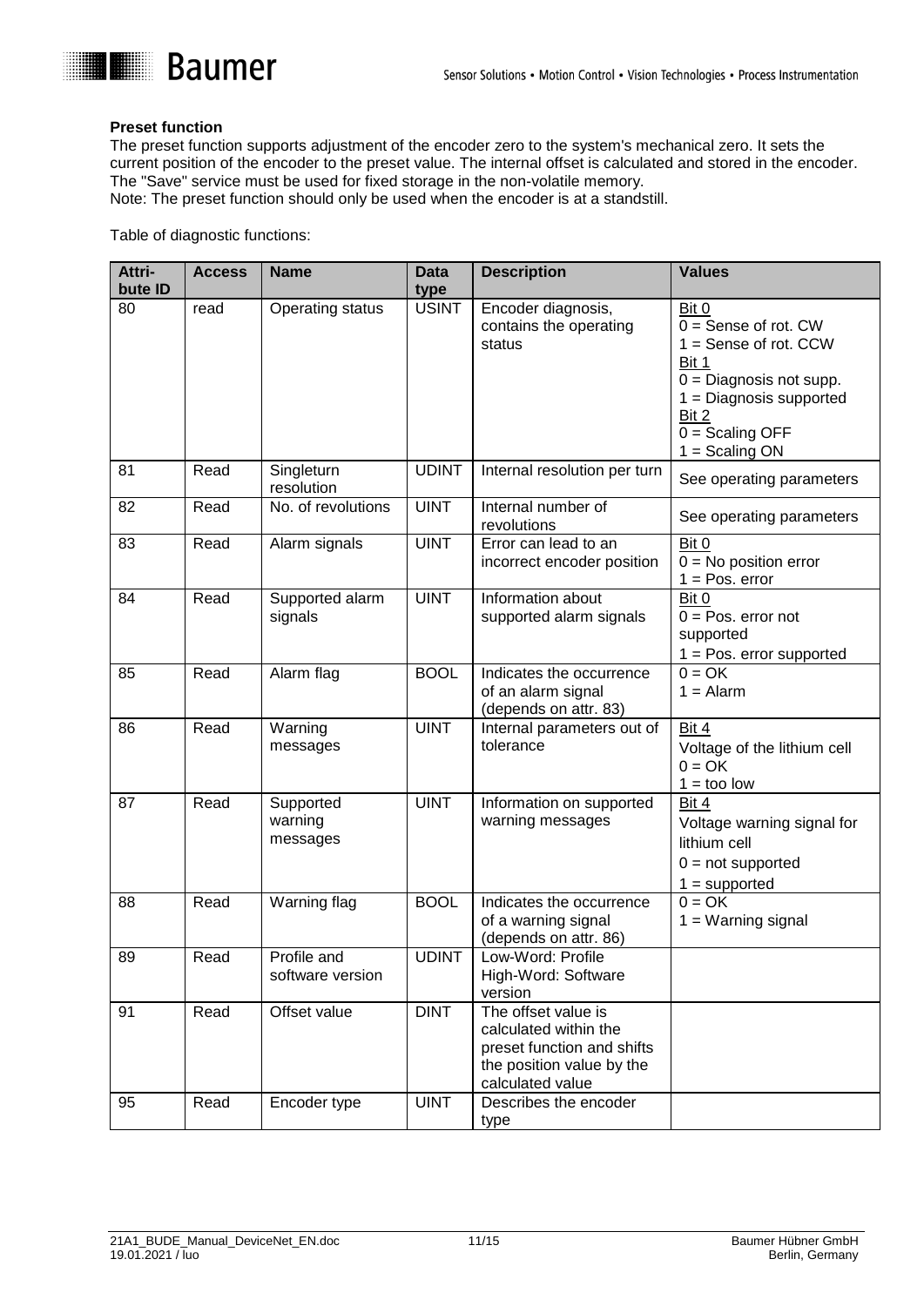**Preset function**

The preset function supports adjustment of the encoder zero to the system's mechanical zero. It sets the current position of the encoder to the preset value. The internal offset is calculated and stored in the encoder. The "Save" service must be used for fixed storage in the non-volatile memory.

Note: The preset function should only be used when the encoder is at a standstill.

Table of diagnostic functions:

| Attri-bute ID | Access | Name | Data type | Description | Values |
|---|---|---|---|---|---|
| 80 | read | Operating status | USINT | Encoder diagnosis, contains the operating status | Bit 0<br>0 = Sense of rot. CW<br>1 = Sense of rot. CCW<br>Bit 1<br>0 = Diagnosis not supp.<br>1 = Diagnosis supported<br>Bit 2<br>0 = Scaling OFF<br>1 = Scaling ON |
| 81 | Read | Singleturn resolution | UDINT | Internal resolution per turn | See operating parameters |
| 82 | Read | No. of revolutions | UINT | Internal number of revolutions | See operating parameters |
| 83 | Read | Alarm signals | UINT | Error can lead to an incorrect encoder position | Bit 0<br>0 = No position error<br>1 = Pos. error |
| 84 | Read | Supported alarm signals | UINT | Information about supported alarm signals | Bit 0<br>0 = Pos. error not supported<br>1 = Pos. error supported |
| 85 | Read | Alarm flag | BOOL | Indicates the occurrence of an alarm signal (depends on attr. 83) | 0 = OK<br>1 = Alarm |
| 86 | Read | Warning messages | UINT | Internal parameters out of tolerance | Bit 4<br>Voltage of the lithium cell<br>0 = OK<br>1 = too low |
| 87 | Read | Supported warning messages | UINT | Information on supported warning messages | Bit 4<br>Voltage warning signal for lithium cell<br>0 = not supported<br>1 = supported |
| 88 | Read | Warning flag | BOOL | Indicates the occurrence of a warning signal (depends on attr. 86) | 0 = OK<br>1 = Warning signal |
| 89 | Read | Profile and software version | UDINT | Low-Word: Profile<br>High-Word: Software version | |
| 91 | Read | Offset value | DINT | The offset value is calculated within the preset function and shifts the position value by the calculated value | |
| 95 | Read | Encoder type | UINT | Describes the encoder type | |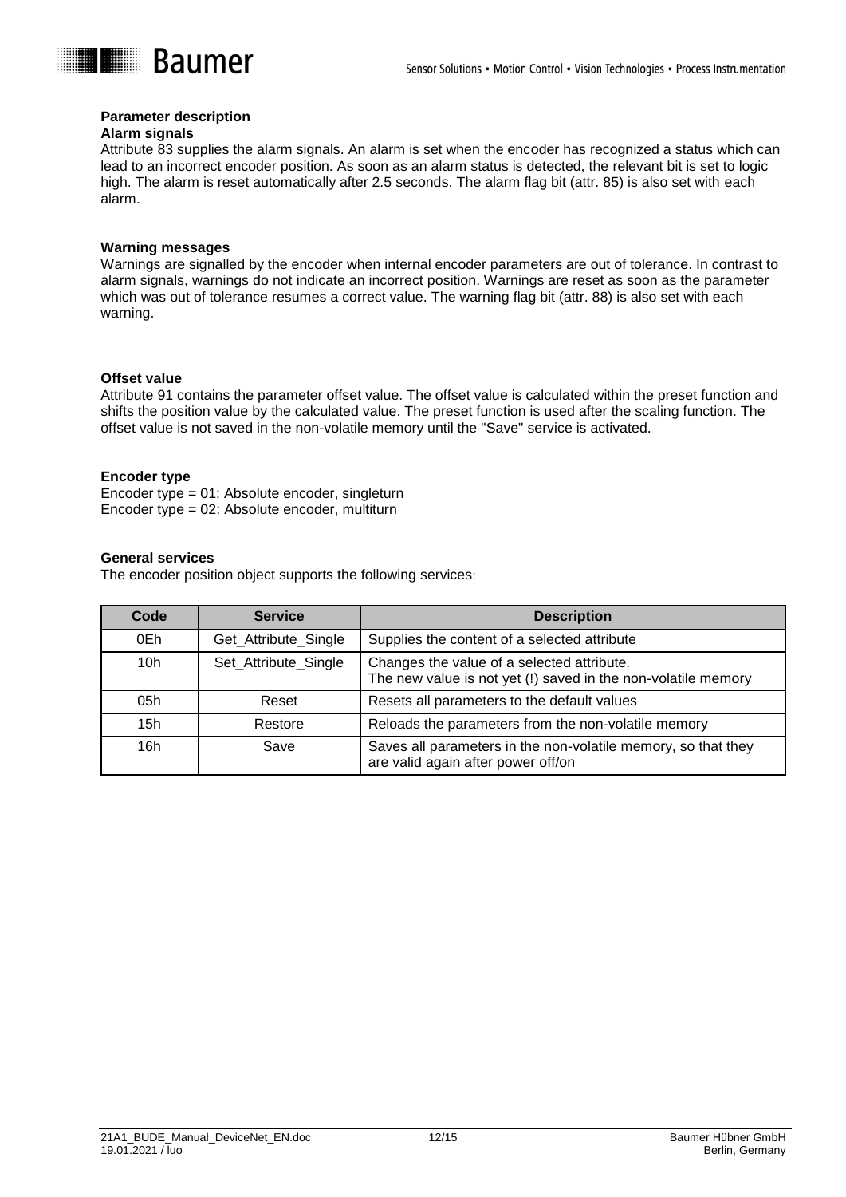## Parameter description

### Alarm signals

Attribute 83 supplies the alarm signals. An alarm is set when the encoder has recognized a status which can lead to an incorrect encoder position. As soon as an alarm status is detected, the relevant bit is set to logic high. The alarm is reset automatically after 2.5 seconds. The alarm flag bit (attr. 85) is also set with each alarm.

### Warning messages

Warnings are signalled by the encoder when internal encoder parameters are out of tolerance. In contrast to alarm signals, warnings do not indicate an incorrect position. Warnings are reset as soon as the parameter which was out of tolerance resumes a correct value. The warning flag bit (attr. 88) is also set with each warning.

### Offset value

Attribute 91 contains the parameter offset value. The offset value is calculated within the preset function and shifts the position value by the calculated value. The preset function is used after the scaling function. The offset value is not saved in the non-volatile memory until the "Save" service is activated.

### Encoder type

Encoder type = 01: Absolute encoder, singleturn
Encoder type = 02: Absolute encoder, multiturn

### General services

The encoder position object supports the following services:

| Code | Service | Description |
|---|---|---|
| 0Eh | Get_Attribute_Single | Supplies the content of a selected attribute |
| 10h | Set_Attribute_Single | Changes the value of a selected attribute. The new value is not yet (!) saved in the non-volatile memory |
| 05h | Reset | Resets all parameters to the default values |
| 15h | Restore | Reloads the parameters from the non-volatile memory |
| 16h | Save | Saves all parameters in the non-volatile memory, so that they are valid again after power off/on |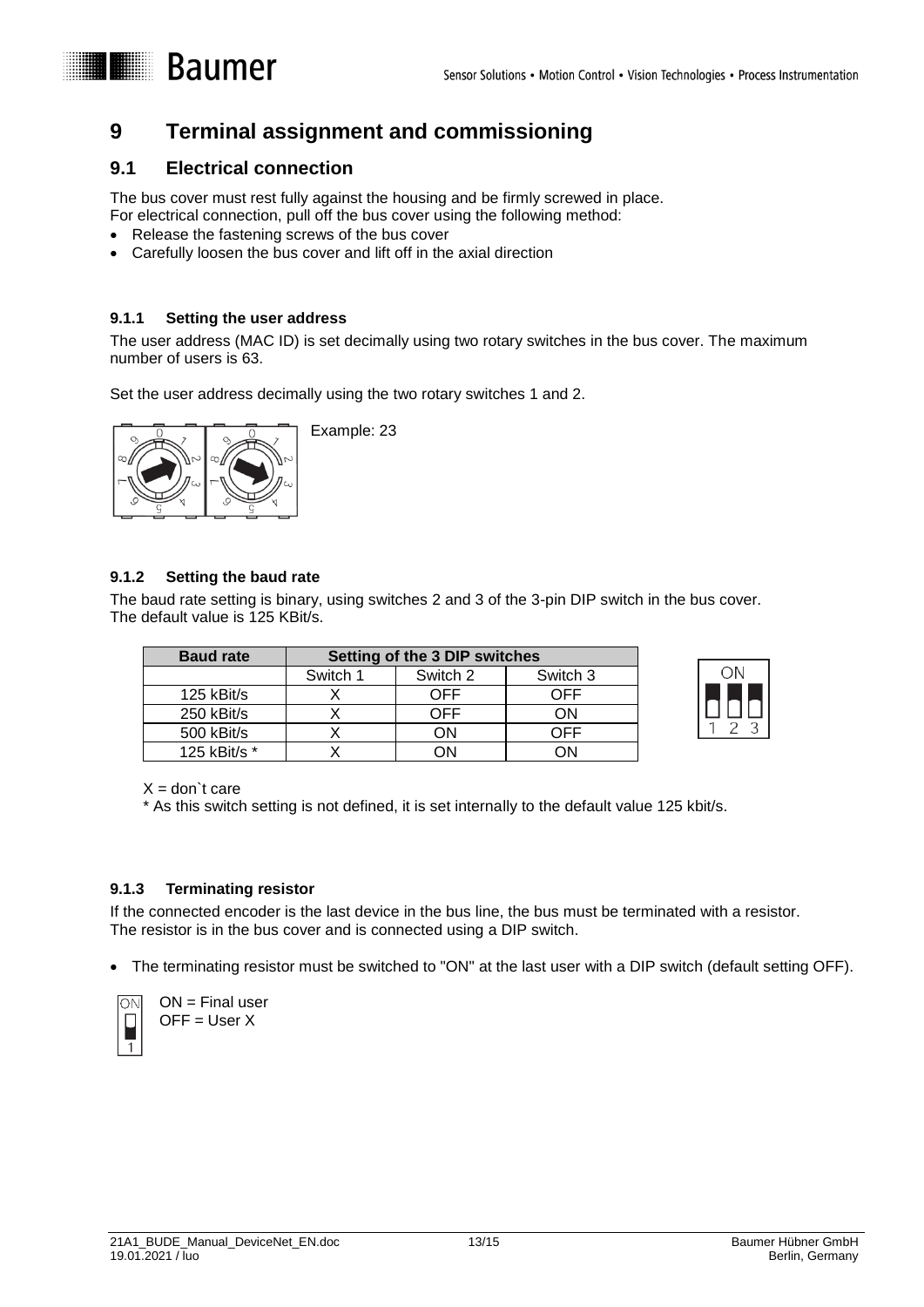# 9 Terminal assignment and commissioning

## 9.1 Electrical connection

The bus cover must rest fully against the housing and be firmly screwed in place.
For electrical connection, pull off the bus cover using the following method:

- Release the fastening screws of the bus cover
- Carefully loosen the bus cover and lift off in the axial direction

### 9.1.1 Setting the user address

The user address (MAC ID) is set decimally using two rotary switches in the bus cover. The maximum number of users is 63.

Set the user address decimally using the two rotary switches 1 and 2.

Example: 23

### 9.1.2 Setting the baud rate

The baud rate setting is binary, using switches 2 and 3 of the 3-pin DIP switch in the bus cover.
The default value is 125 KBit/s.

| Baud rate | Setting of the 3 DIP switches | | |
|---|---|---|---|
| | Switch 1 | Switch 2 | Switch 3 |
| 125 kBit/s | X | OFF | OFF |
| 250 kBit/s | X | OFF | ON |
| 500 kBit/s | X | ON | OFF |
| 125 kBit/s * | X | ON | ON |

X = don`t care

* As this switch setting is not defined, it is set internally to the default value 125 kbit/s.

### 9.1.3 Terminating resistor

If the connected encoder is the last device in the bus line, the bus must be terminated with a resistor.
The resistor is in the bus cover and is connected using a DIP switch.

- The terminating resistor must be switched to "ON" at the last user with a DIP switch (default setting OFF).

ON = Final user
OFF = User X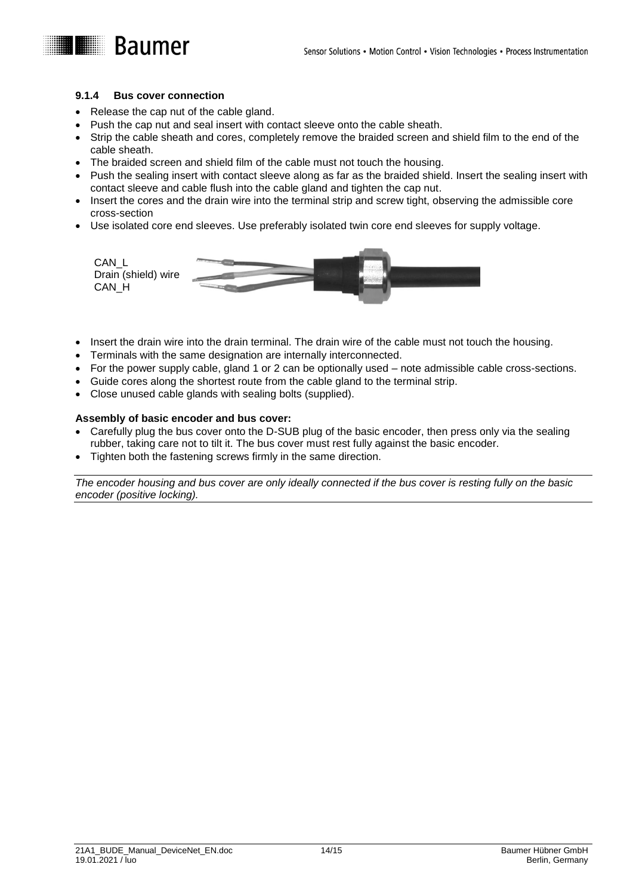### 9.1.4 Bus cover connection

- Release the cap nut of the cable gland.
- Push the cap nut and seal insert with contact sleeve onto the cable sheath.
- Strip the cable sheath and cores, completely remove the braided screen and shield film to the end of the cable sheath.
- The braided screen and shield film of the cable must not touch the housing.
- Push the sealing insert with contact sleeve along as far as the braided shield. Insert the sealing insert with contact sleeve and cable flush into the cable gland and tighten the cap nut.
- Insert the cores and the drain wire into the terminal strip and screw tight, observing the admissible core cross-section
- Use isolated core end sleeves. Use preferably isolated twin core end sleeves for supply voltage.

CAN_L
Drain (shield) wire
CAN_H

- Insert the drain wire into the drain terminal. The drain wire of the cable must not touch the housing.
- Terminals with the same designation are internally interconnected.
- For the power supply cable, gland 1 or 2 can be optionally used – note admissible cable cross-sections.
- Guide cores along the shortest route from the cable gland to the terminal strip.
- Close unused cable glands with sealing bolts (supplied).

**Assembly of basic encoder and bus cover:**

- Carefully plug the bus cover onto the D-SUB plug of the basic encoder, then press only via the sealing rubber, taking care not to tilt it. The bus cover must rest fully against the basic encoder.
- Tighten both the fastening screws firmly in the same direction.

*The encoder housing and bus cover are only ideally connected if the bus cover is resting fully on the basic encoder (positive locking).*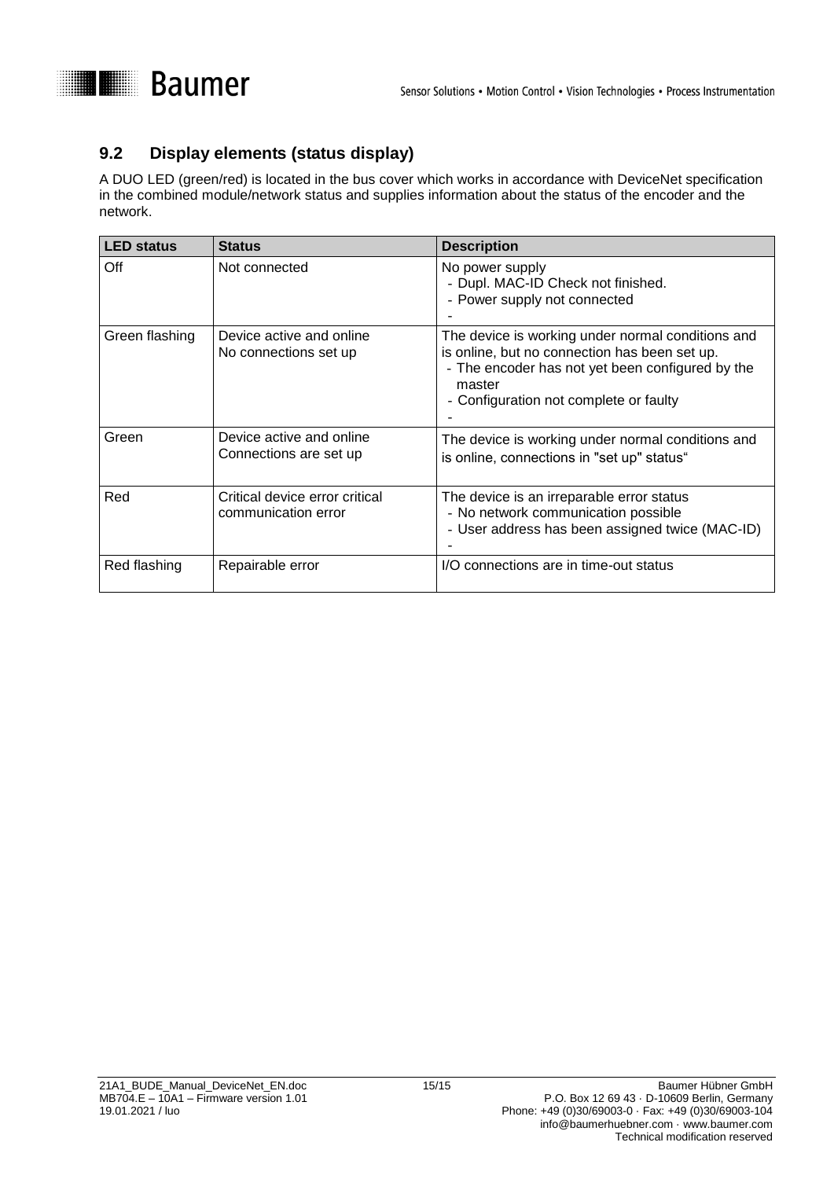## 9.2 Display elements (status display)

A DUO LED (green/red) is located in the bus cover which works in accordance with DeviceNet specification in the combined module/network status and supplies information about the status of the encoder and the network.

| LED status | Status | Description |
|---|---|---|
| Off | Not connected | No power supply<br>- Dupl. MAC-ID Check not finished.<br>- Power supply not connected<br>- |
| Green flashing | Device active and online<br>No connections set up | The device is working under normal conditions and is online, but no connection has been set up.<br>- The encoder has not yet been configured by the master<br>- Configuration not complete or faulty<br>- |
| Green | Device active and online<br>Connections are set up | The device is working under normal conditions and is online, connections in "set up" status“ |
| Red | Critical device error critical communication error | The device is an irreparable error status<br>- No network communication possible<br>- User address has been assigned twice (MAC-ID)<br>- |
| Red flashing | Repairable error | I/O connections are in time-out status |